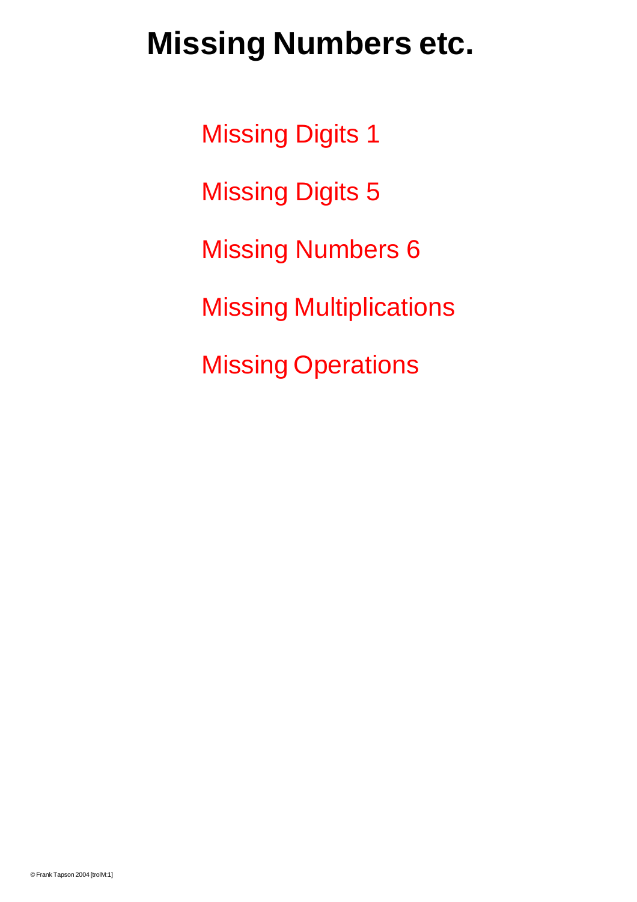# Missing Numbers etc.

Missing Digits 1

Missing Digits 5

Missing Numbers 6

Missing Multiplications

Missing Operations

© Frank Tapson 2004 [trolM:1]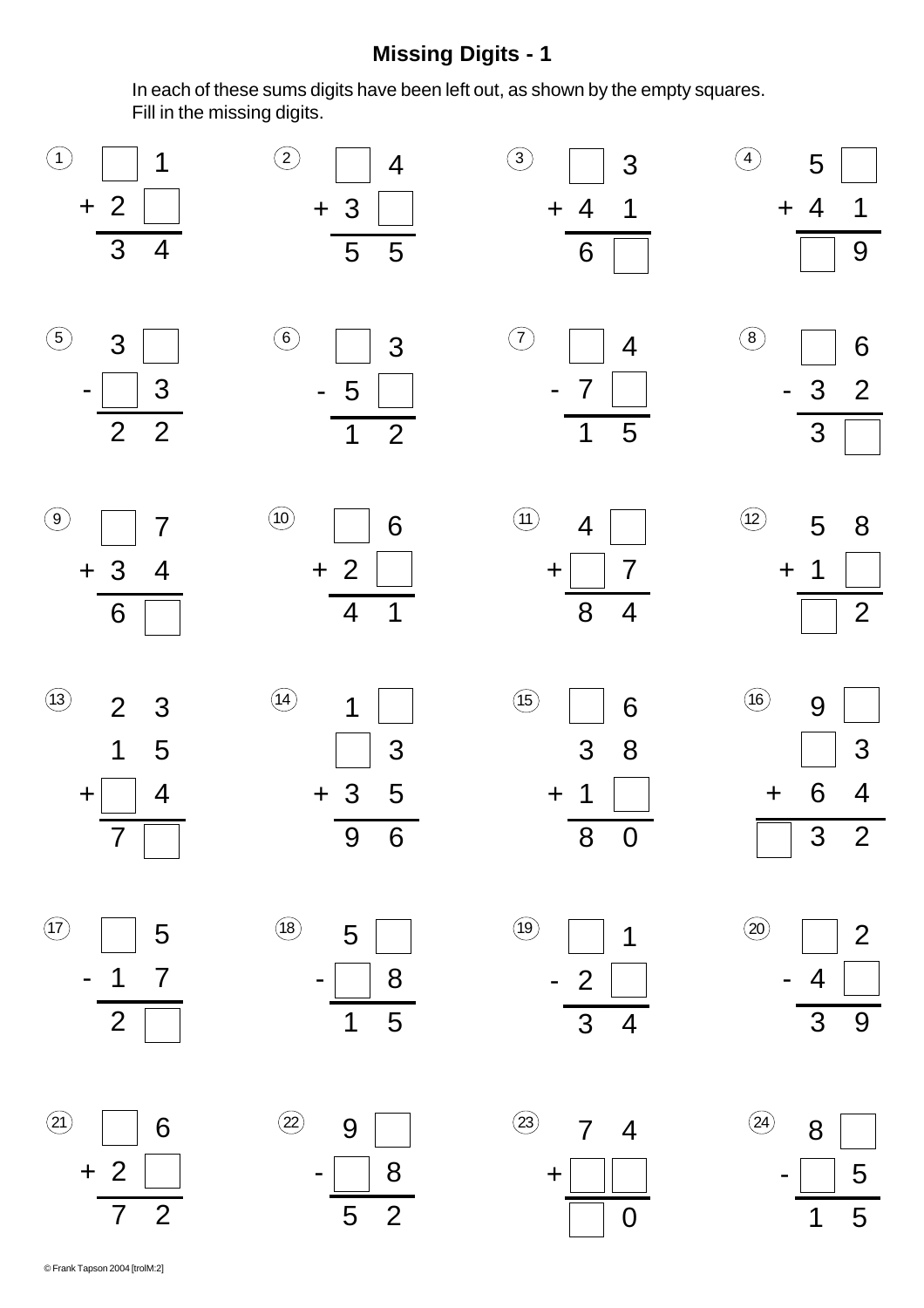# Missing Digits - 1

In each of these sums digits have been left out, as shown by the empty squares. Fill in the missing digits.

**1**
```
   □ 1
 + 2 □
 -----
   3 4
```

**2**
```
   □ 4
 + 3 □
 -----
   5 5
```

**3**
```
   □ 3
 + 4 1
 -----
   6 □
```

**4**
```
   5 □
 + 4 1
 -----
   □ 9
```

**5**
```
   3 □
 - □ 3
 -----
   2 2
```

**6**
```
   □ 3
 - 5 □
 -----
   1 2
```

**7**
```
   □ 4
 - 7 □
 -----
   1 5
```

**8**
```
   □ 6
 - 3 2
 -----
   3 □
```

**9**
```
   □ 7
 + 3 4
 -----
   6 □
```

**10**
```
   □ 6
 + 2 □
 -----
   4 1
```

**11**
```
   4 □
 + □ 7
 -----
   8 4
```

**12**
```
   5 8
 + 1 □
 -----
   □ 2
```

**13**
```
   2 3
   1 5
 + □ 4
 -----
   7 □
```

**14**
```
   1 □
   □ 3
 + 3 5
 -----
   9 6
```

**15**
```
   □ 6
   3 8
 + 1 □
 -----
   8 0
```

**16**
```
    9 □
    □ 3
 +  6 4
 ------
  □ 3 2
```

**17**
```
   □ 5
 - 1 7
 -----
   2 □
```

**18**
```
   5 □
 - □ 8
 -----
   1 5
```

**19**
```
   □ 1
 - 2 □
 -----
   3 4
```

**20**
```
   □ 2
 - 4 □
 -----
   3 9
```

**21**
```
   □ 6
 + 2 □
 -----
   7 2
```

**22**
```
   9 □
 - □ 8
 -----
   5 2
```

**23**
```
   7 4
 + □ □
 -----
   □ 0
```

**24**
```
   8 □
 - □ 5
 -----
   1 5
```

© Frank Tapson 2004 [trolM:2]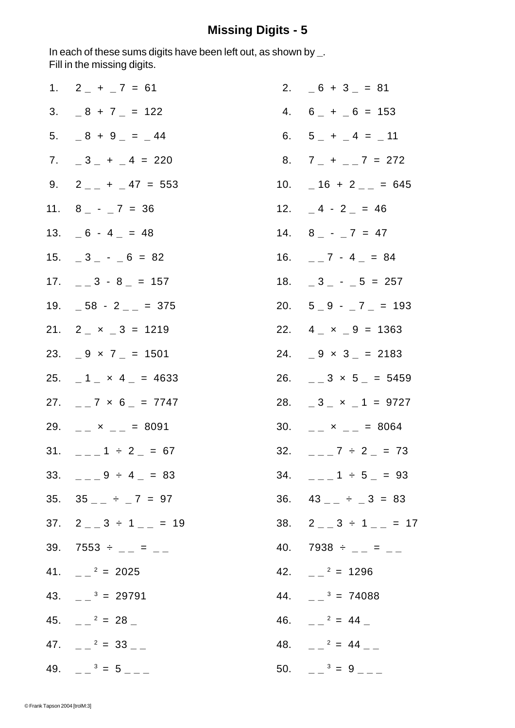# Missing Digits - 5

In each of these sums digits have been left out, as shown by _.
Fill in the missing digits.

1. 2 _ + _ 7 = 61
2. _ 6 + 3 _ = 81
3. _ 8 + 7 _ = 122
4. 6 _ + _ 6 = 153
5. _ 8 + 9 _ = _ 44
6. 5 _ + _ 4 = _ 11
7. _ 3 _ + _ 4 = 220
8. 7 _ + _ _ 7 = 272
9. 2 _ _ + _ 47 = 553
10. _ 16 + 2 _ _ = 645
11. 8 _ - _ 7 = 36
12. _ 4 - 2 _ = 46
13. _ 6 - 4 _ = 48
14. 8 _ - _ 7 = 47
15. _ 3 _ - _ 6 = 82
16. _ _ 7 - 4 _ = 84
17. _ _ 3 - 8 _ = 157
18. _ 3 _ - _ 5 = 257
19. _ 58 - 2 _ _ = 375
20. 5 _ 9 - _ 7 _ = 193
21. 2 _ × _ 3 = 1219
22. 4 _ × _ 9 = 1363
23. _ 9 × 7 _ = 1501
24. _ 9 × 3 _ = 2183
25. _ 1 _ × 4 _ = 4633
26. _ _ 3 × 5 _ = 5459
27. _ _ 7 × 6 _ = 7747
28. _ 3 _ × _ 1 = 9727
29. _ _ × _ _ = 8091
30. _ _ × _ _ = 8064
31. _ _ _ 1 ÷ 2 _ = 67
32. _ _ _ 7 ÷ 2 _ = 73
33. _ _ _ 9 ÷ 4 _ = 83
34. _ _ _ 1 ÷ 5 _ = 93
35. 35 _ _ ÷ _ 7 = 97
36. 43 _ _ ÷ _ 3 = 83
37. 2 _ _ 3 ÷ 1 _ _ = 19
38. 2 _ _ 3 ÷ 1 _ _ = 17
39. 7553 ÷ _ _ = _ _
40. 7938 ÷ _ _ = _ _
41. _ _ $^2$ = 2025
42. _ _ $^2$ = 1296
43. _ _ $^3$ = 29791
44. _ _ $^3$ = 74088
45. _ _ $^2$ = 28 _
46. _ _ $^2$ = 44 _
47. _ _ $^2$ = 33 _ _
48. _ _ $^2$ = 44 _ _
49. _ _ $^3$ = 5 _ _ _
50. _ _ $^3$ = 9 _ _ _

© Frank Tapson 2004 [trolM:3]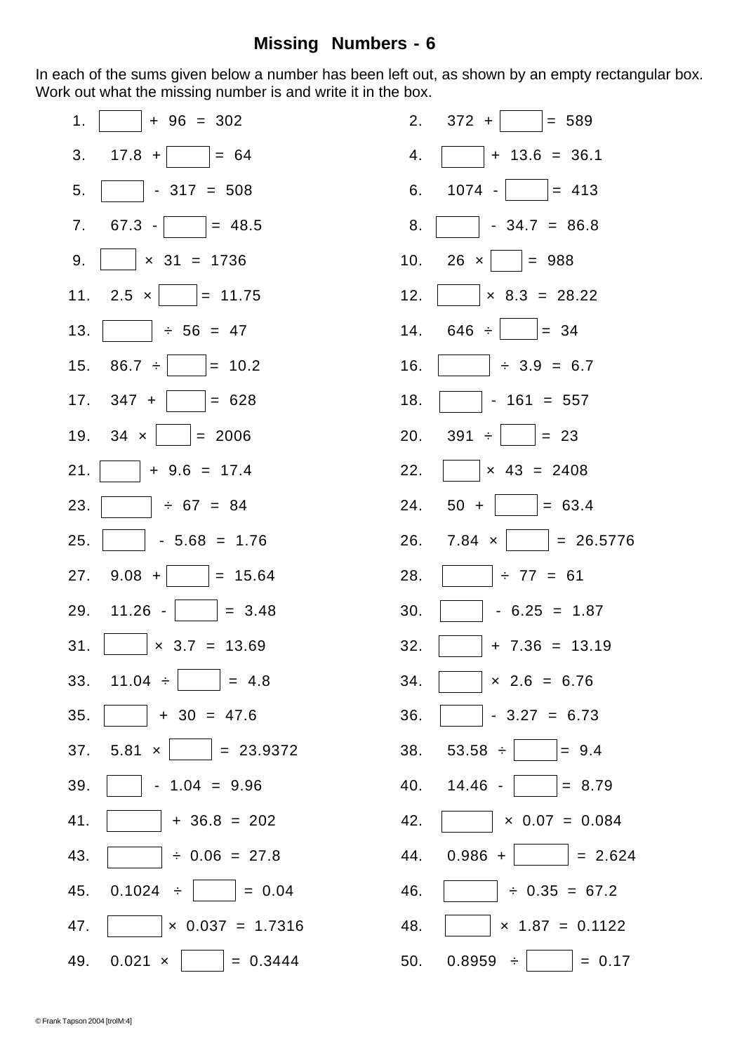# Missing Numbers - 6

In each of the sums given below a number has been left out, as shown by an empty rectangular box. Work out what the missing number is and write it in the box.

| | | | |
|---|---|---|---|
| 1. | ☐ + 96 = 302 | 2. | 372 + ☐ = 589 |
| 3. | 17.8 + ☐ = 64 | 4. | ☐ + 13.6 = 36.1 |
| 5. | ☐ - 317 = 508 | 6. | 1074 - ☐ = 413 |
| 7. | 67.3 - ☐ = 48.5 | 8. | ☐ - 34.7 = 86.8 |
| 9. | ☐ × 31 = 1736 | 10. | 26 × ☐ = 988 |
| 11. | 2.5 × ☐ = 11.75 | 12. | ☐ × 8.3 = 28.22 |
| 13. | ☐ ÷ 56 = 47 | 14. | 646 ÷ ☐ = 34 |
| 15. | 86.7 ÷ ☐ = 10.2 | 16. | ☐ ÷ 3.9 = 6.7 |
| 17. | 347 + ☐ = 628 | 18. | ☐ - 161 = 557 |
| 19. | 34 × ☐ = 2006 | 20. | 391 ÷ ☐ = 23 |
| 21. | ☐ + 9.6 = 17.4 | 22. | ☐ × 43 = 2408 |
| 23. | ☐ ÷ 67 = 84 | 24. | 50 + ☐ = 63.4 |
| 25. | ☐ - 5.68 = 1.76 | 26. | 7.84 × ☐ = 26.5776 |
| 27. | 9.08 + ☐ = 15.64 | 28. | ☐ ÷ 77 = 61 |
| 29. | 11.26 - ☐ = 3.48 | 30. | ☐ - 6.25 = 1.87 |
| 31. | ☐ × 3.7 = 13.69 | 32. | ☐ + 7.36 = 13.19 |
| 33. | 11.04 ÷ ☐ = 4.8 | 34. | ☐ × 2.6 = 6.76 |
| 35. | ☐ + 30 = 47.6 | 36. | ☐ - 3.27 = 6.73 |
| 37. | 5.81 × ☐ = 23.9372 | 38. | 53.58 ÷ ☐ = 9.4 |
| 39. | ☐ - 1.04 = 9.96 | 40. | 14.46 - ☐ = 8.79 |
| 41. | ☐ + 36.8 = 202 | 42. | ☐ × 0.07 = 0.084 |
| 43. | ☐ ÷ 0.06 = 27.8 | 44. | 0.986 + ☐ = 2.624 |
| 45. | 0.1024 ÷ ☐ = 0.04 | 46. | ☐ ÷ 0.35 = 67.2 |
| 47. | ☐ × 0.037 = 1.7316 | 48. | ☐ × 1.87 = 0.1122 |
| 49. | 0.021 × ☐ = 0.3444 | 50. | 0.8959 ÷ ☐ = 0.17 |

© Frank Tapson 2004 [trolM:4]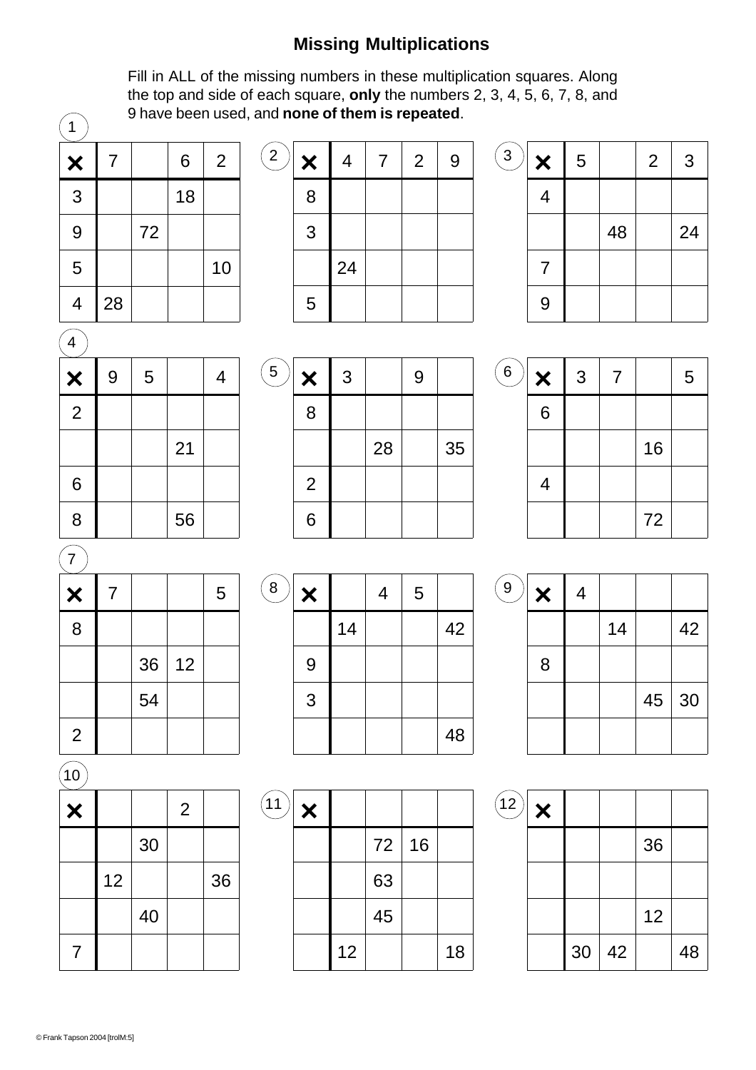# Missing Multiplications

Fill in ALL of the missing numbers in these multiplication squares. Along the top and side of each square, **only** the numbers 2, 3, 4, 5, 6, 7, 8, and 9 have been used, and **none of them is repeated**.

**1**

| × | 7 | | 6 | 2 |
|---|---|---|---|---|
| 3 | | | 18 | |
| 9 | | 72 | | |
| 5 | | | | 10 |
| 4 | 28 | | | |

**2**

| × | 4 | 7 | 2 | 9 |
|---|---|---|---|---|
| 8 | | | | |
| 3 | | | | |
| | 24 | | | |
| 5 | | | | |

**3**

| × | 5 | | 2 | 3 |
|---|---|---|---|---|
| 4 | | | | |
| | | 48 | | 24 |
| 7 | | | | |
| 9 | | | | |

**4**

| × | 9 | 5 | | 4 |
|---|---|---|---|---|
| 2 | | | | |
| | | | 21 | |
| 6 | | | | |
| 8 | | | 56 | |

**5**

| × | 3 | | 9 | |
|---|---|---|---|---|
| 8 | | | | |
| | | 28 | | 35 |
| 2 | | | | |
| 6 | | | | |

**6**

| × | 3 | 7 | | 5 |
|---|---|---|---|---|
| 6 | | | | |
| | | | 16 | |
| 4 | | | | |
| | | | 72 | |

**7**

| × | 7 | | | 5 |
|---|---|---|---|---|
| 8 | | | | |
| | | 36 | 12 | |
| | | 54 | | |
| 2 | | | | |

**8**

| × | | 4 | 5 | |
|---|---|---|---|---|
| | 14 | | | 42 |
| 9 | | | | |
| 3 | | | | |
| | | | | 48 |

**9**

| × | 4 | | | |
|---|---|---|---|---|
| | | 14 | | 42 |
| 8 | | | | |
| | | | 45 | 30 |
| | | | | |

**10**

| × | | | 2 | |
|---|---|---|---|---|
| | | 30 | | |
| | 12 | | | 36 |
| | | 40 | | |
| 7 | | | | |

**11**

| × | | | | |
|---|---|---|---|---|
| | | 72 | 16 | |
| | | 63 | | |
| | | 45 | | |
| | 12 | | | 18 |

**12**

| × | | | | |
|---|---|---|---|---|
| | | | 36 | |
| | | | | |
| | | | 12 | |
| | 30 | 42 | | 48 |

© Frank Tapson 2004 [trolM:5]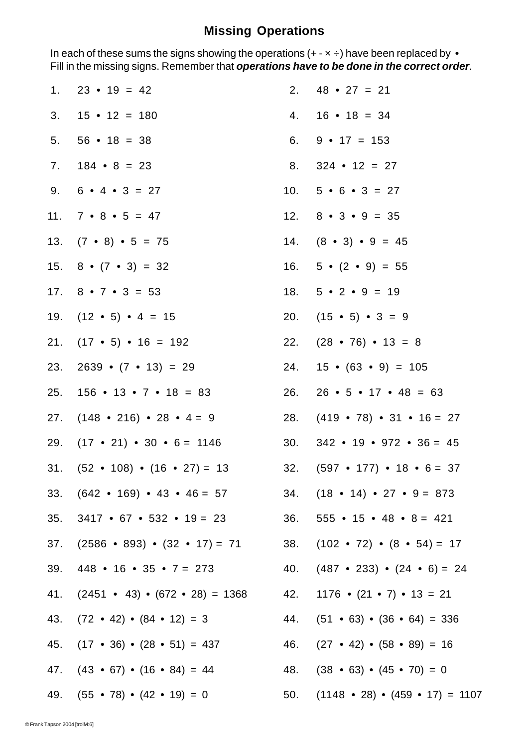## Missing Operations

In each of these sums the signs showing the operations (+ - × ÷) have been replaced by •
Fill in the missing signs. Remember that ***operations have to be done in the correct order***.

1. 23 • 19 = 42
2. 48 • 27 = 21
3. 15 • 12 = 180
4. 16 • 18 = 34
5. 56 • 18 = 38
6. 9 • 17 = 153
7. 184 • 8 = 23
8. 324 • 12 = 27
9. 6 • 4 • 3 = 27
10. 5 • 6 • 3 = 27
11. 7 • 8 • 5 = 47
12. 8 • 3 • 9 = 35
13. (7 • 8) • 5 = 75
14. (8 • 3) • 9 = 45
15. 8 • (7 • 3) = 32
16. 5 • (2 • 9) = 55
17. 8 • 7 • 3 = 53
18. 5 • 2 • 9 = 19
19. (12 • 5) • 4 = 15
20. (15 • 5) • 3 = 9
21. (17 • 5) • 16 = 192
22. (28 • 76) • 13 = 8
23. 2639 • (7 • 13) = 29
24. 15 • (63 • 9) = 105
25. 156 • 13 • 7 • 18 = 83
26. 26 • 5 • 17 • 48 = 63
27. (148 • 216) • 28 • 4 = 9
28. (419 • 78) • 31 • 16 = 27
29. (17 • 21) • 30 • 6 = 1146
30. 342 • 19 • 972 • 36 = 45
31. (52 • 108) • (16 • 27) = 13
32. (597 • 177) • 18 • 6 = 37
33. (642 • 169) • 43 • 46 = 57
34. (18 • 14) • 27 • 9 = 873
35. 3417 • 67 • 532 • 19 = 23
36. 555 • 15 • 48 • 8 = 421
37. (2586 • 893) • (32 • 17) = 71
38. (102 • 72) • (8 • 54) = 17
39. 448 • 16 • 35 • 7 = 273
40. (487 • 233) • (24 • 6) = 24
41. (2451 • 43) • (672 • 28) = 1368
42. 1176 • (21 • 7) • 13 = 21
43. (72 • 42) • (84 • 12) = 3
44. (51 • 63) • (36 • 64) = 336
45. (17 • 36) • (28 • 51) = 437
46. (27 • 42) • (58 • 89) = 16
47. (43 • 67) • (16 • 84) = 44
48. (38 • 63) • (45 • 70) = 0
49. (55 • 78) • (42 • 19) = 0
50. (1148 • 28) • (459 • 17) = 1107

© Frank Tapson 2004 [trolM:6]